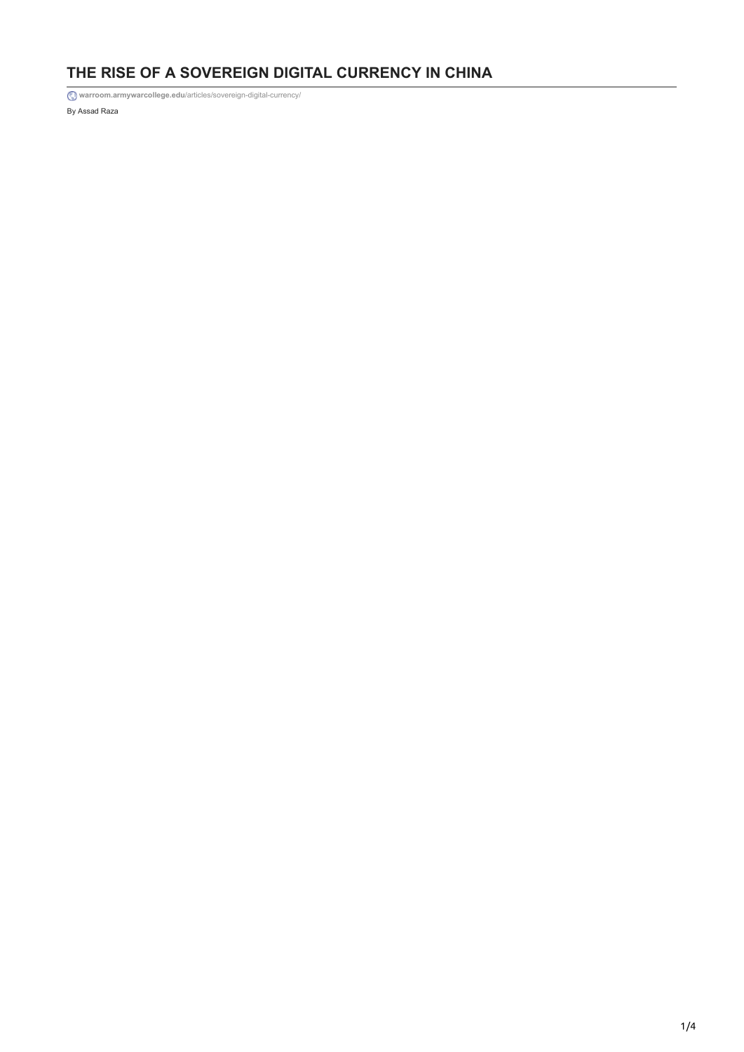# THE RISE OF A SOVEREIGN DIGITAL CURRENCY IN CHINA

warroom.armywarcollege.edu/articles/sovereign-digital-currency/

By Assad Raza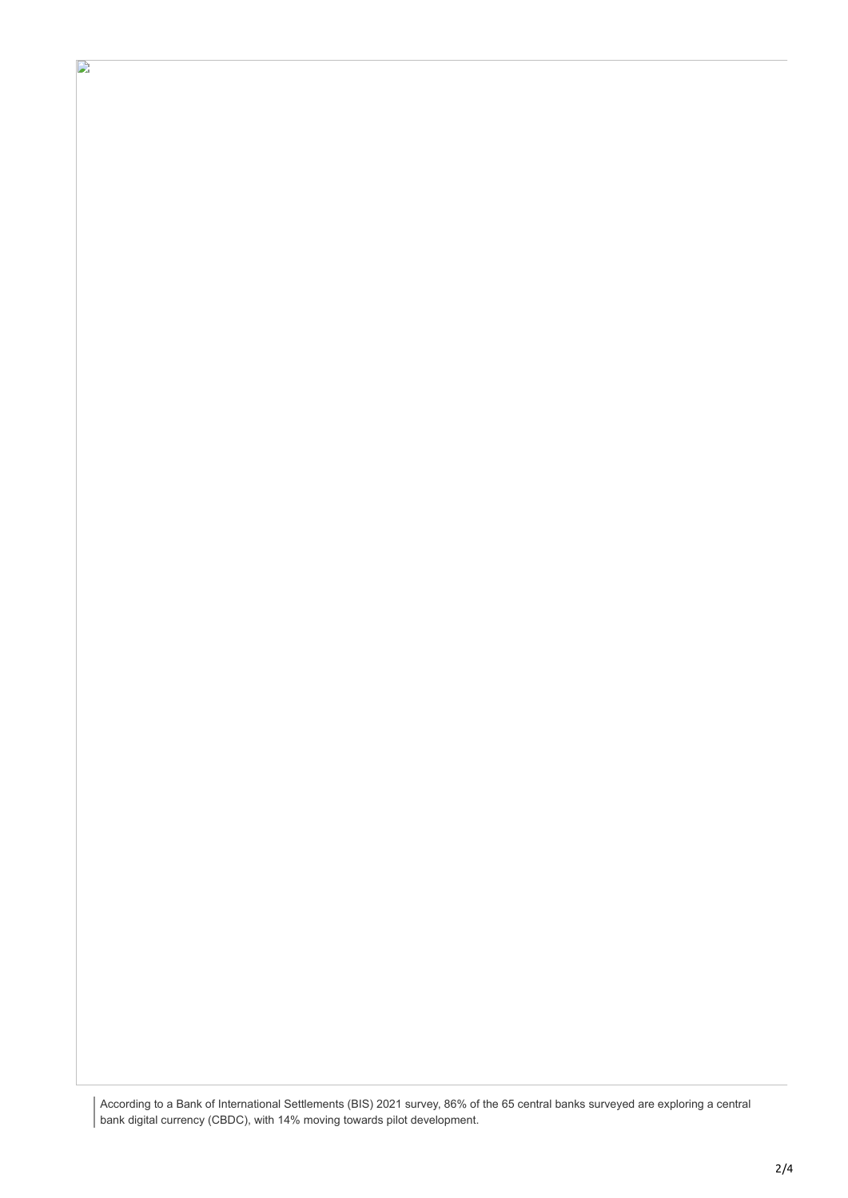According to a Bank of International Settlements (BIS) 2021 survey, 86% of the 65 central banks surveyed are exploring a central bank digital currency (CBDC), with 14% moving towards pilot development.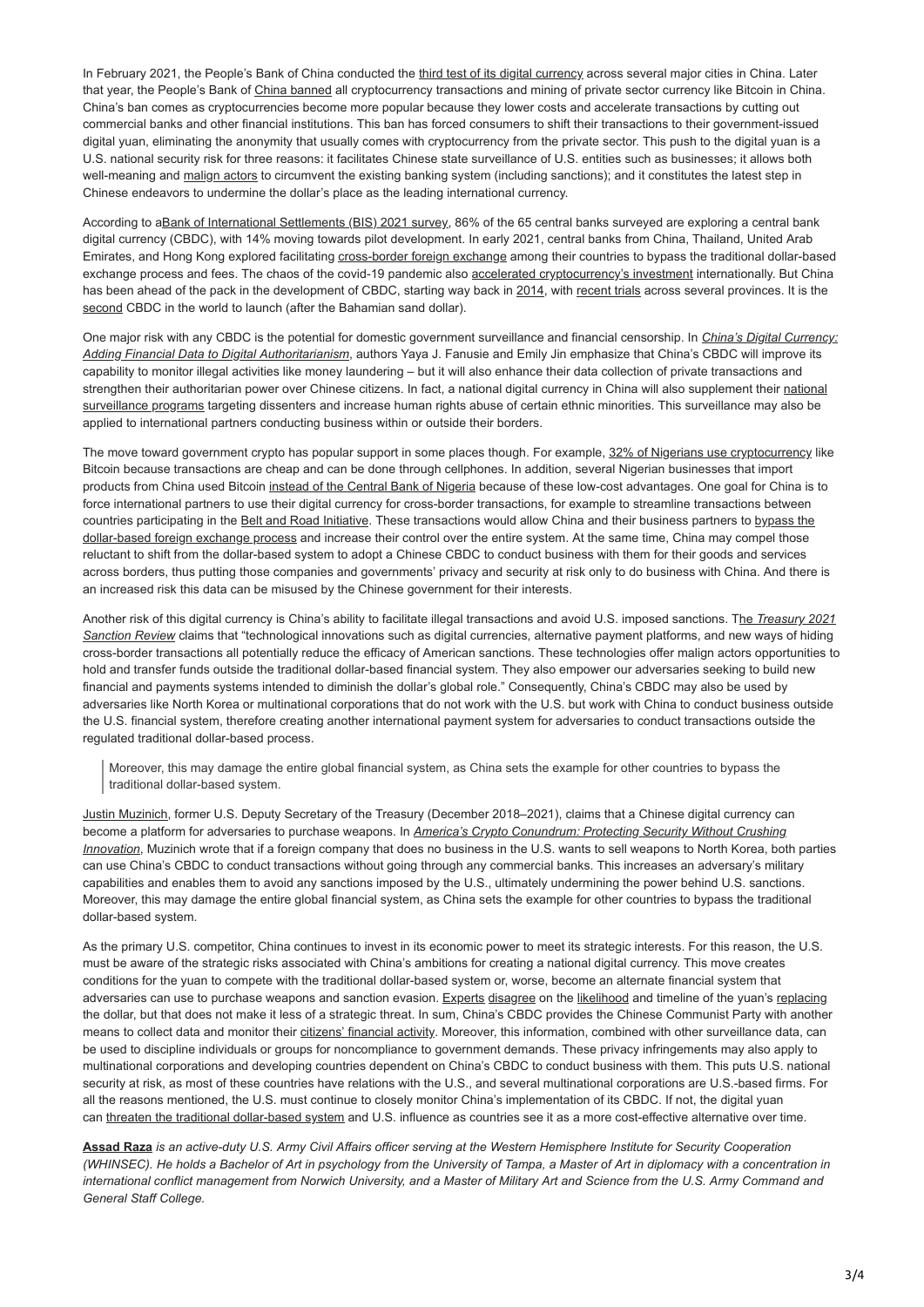In February 2021, the People's Bank of China conducted the third test of its digital currency across several major cities in China. Later that year, the People's Bank of China banned all cryptocurrency transactions and mining of private sector currency like Bitcoin in China. China's ban comes as cryptocurrencies become more popular because they lower costs and accelerate transactions by cutting out commercial banks and other financial institutions. This ban has forced consumers to shift their transactions to their government-issued digital yuan, eliminating the anonymity that usually comes with cryptocurrency from the private sector. This push to the digital yuan is a U.S. national security risk for three reasons: it facilitates Chinese state surveillance of U.S. entities such as businesses; it allows both well-meaning and malign actors to circumvent the existing banking system (including sanctions); and it constitutes the latest step in Chinese endeavors to undermine the dollar's place as the leading international currency.

According to aBank of International Settlements (BIS) 2021 survey, 86% of the 65 central banks surveyed are exploring a central bank digital currency (CBDC), with 14% moving towards pilot development. In early 2021, central banks from China, Thailand, United Arab Emirates, and Hong Kong explored facilitating cross-border foreign exchange among their countries to bypass the traditional dollar-based exchange process and fees. The chaos of the covid-19 pandemic also accelerated cryptocurrency's investment internationally. But China has been ahead of the pack in the development of CBDC, starting way back in 2014, with recent trials across several provinces. It is the second CBDC in the world to launch (after the Bahamian sand dollar).

One major risk with any CBDC is the potential for domestic government surveillance and financial censorship. In *China's Digital Currency: Adding Financial Data to Digital Authoritarianism*, authors Yaya J. Fanusie and Emily Jin emphasize that China's CBDC will improve its capability to monitor illegal activities like money laundering – but it will also enhance their data collection of private transactions and strengthen their authoritarian power over Chinese citizens. In fact, a national digital currency in China will also supplement their national surveillance programs targeting dissenters and increase human rights abuse of certain ethnic minorities. This surveillance may also be applied to international partners conducting business within or outside their borders.

The move toward government crypto has popular support in some places though. For example, 32% of Nigerians use cryptocurrency like Bitcoin because transactions are cheap and can be done through cellphones. In addition, several Nigerian businesses that import products from China used Bitcoin instead of the Central Bank of Nigeria because of these low-cost advantages. One goal for China is to force international partners to use their digital currency for cross-border transactions, for example to streamline transactions between countries participating in the Belt and Road Initiative. These transactions would allow China and their business partners to bypass the dollar-based foreign exchange process and increase their control over the entire system. At the same time, China may compel those reluctant to shift from the dollar-based system to adopt a Chinese CBDC to conduct business with them for their goods and services across borders, thus putting those companies and governments' privacy and security at risk only to do business with China. And there is an increased risk this data can be misused by the Chinese government for their interests.

Another risk of this digital currency is China's ability to facilitate illegal transactions and avoid U.S. imposed sanctions. T*he Treasury 2021 Sanction Review* claims that "technological innovations such as digital currencies, alternative payment platforms, and new ways of hiding cross-border transactions all potentially reduce the efficacy of American sanctions. These technologies offer malign actors opportunities to hold and transfer funds outside the traditional dollar-based financial system. They also empower our adversaries seeking to build new financial and payments systems intended to diminish the dollar's global role." Consequently, China's CBDC may also be used by adversaries like North Korea or multinational corporations that do not work with the U.S. but work with China to conduct business outside the U.S. financial system, therefore creating another international payment system for adversaries to conduct transactions outside the regulated traditional dollar-based process.

> Moreover, this may damage the entire global financial system, as China sets the example for other countries to bypass the traditional dollar-based system.

Justin Muzinich, former U.S. Deputy Secretary of the Treasury (December 2018–2021), claims that a Chinese digital currency can become a platform for adversaries to purchase weapons. In *America's Crypto Conundrum: Protecting Security Without Crushing Innovation*, Muzinich wrote that if a foreign company that does no business in the U.S. wants to sell weapons to North Korea, both parties can use China's CBDC to conduct transactions without going through any commercial banks. This increases an adversary's military capabilities and enables them to avoid any sanctions imposed by the U.S., ultimately undermining the power behind U.S. sanctions. Moreover, this may damage the entire global financial system, as China sets the example for other countries to bypass the traditional dollar-based system.

As the primary U.S. competitor, China continues to invest in its economic power to meet its strategic interests. For this reason, the U.S. must be aware of the strategic risks associated with China's ambitions for creating a national digital currency. This move creates conditions for the yuan to compete with the traditional dollar-based system or, worse, become an alternate financial system that adversaries can use to purchase weapons and sanction evasion. Experts disagree on the likelihood and timeline of the yuan's replacing the dollar, but that does not make it less of a strategic threat. In sum, China's CBDC provides the Chinese Communist Party with another means to collect data and monitor their citizens' financial activity. Moreover, this information, combined with other surveillance data, can be used to discipline individuals or groups for noncompliance to government demands. These privacy infringements may also apply to multinational corporations and developing countries dependent on China's CBDC to conduct business with them. This puts U.S. national security at risk, as most of these countries have relations with the U.S., and several multinational corporations are U.S.-based firms. For all the reasons mentioned, the U.S. must continue to closely monitor China's implementation of its CBDC. If not, the digital yuan can threaten the traditional dollar-based system and U.S. influence as countries see it as a more cost-effective alternative over time.

***Assad Raza** is an active-duty U.S. Army Civil Affairs officer serving at the Western Hemisphere Institute for Security Cooperation (WHINSEC). He holds a Bachelor of Art in psychology from the University of Tampa, a Master of Art in diplomacy with a concentration in international conflict management from Norwich University, and a Master of Military Art and Science from the U.S. Army Command and General Staff College.*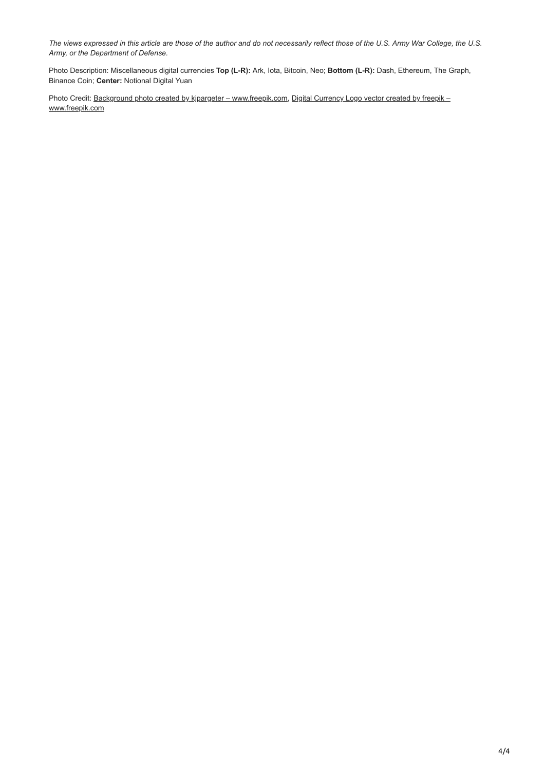*The views expressed in this article are those of the author and do not necessarily reflect those of the U.S. Army War College, the U.S. Army, or the Department of Defense.*

Photo Description: Miscellaneous digital currencies **Top (L-R):** Ark, Iota, Bitcoin, Neo; **Bottom (L-R):** Dash, Ethereum, The Graph, Binance Coin; **Center:** Notional Digital Yuan

Photo Credit: Background photo created by kjpargeter – www.freepik.com, Digital Currency Logo vector created by freepik – www.freepik.com